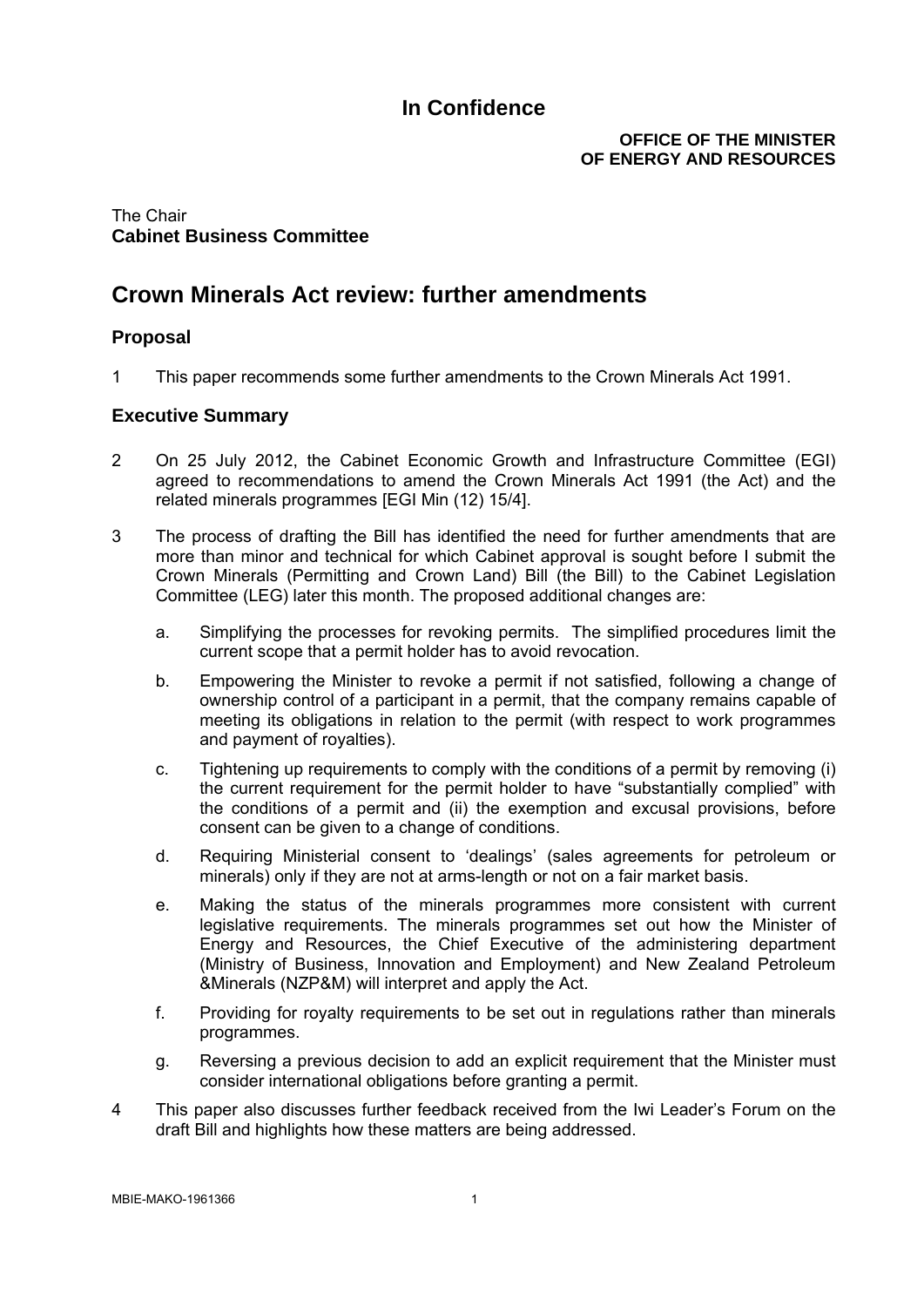**In Confidence**

**OFFICE OF THE MINISTER OF ENERGY AND RESOURCES**

The Chair
**Cabinet Business Committee**

# Crown Minerals Act review: further amendments

## Proposal

1 This paper recommends some further amendments to the Crown Minerals Act 1991.

## Executive Summary

2 On 25 July 2012, the Cabinet Economic Growth and Infrastructure Committee (EGI) agreed to recommendations to amend the Crown Minerals Act 1991 (the Act) and the related minerals programmes [EGI Min (12) 15/4].

3 The process of drafting the Bill has identified the need for further amendments that are more than minor and technical for which Cabinet approval is sought before I submit the Crown Minerals (Permitting and Crown Land) Bill (the Bill) to the Cabinet Legislation Committee (LEG) later this month. The proposed additional changes are:

   a. Simplifying the processes for revoking permits. The simplified procedures limit the current scope that a permit holder has to avoid revocation.

   b. Empowering the Minister to revoke a permit if not satisfied, following a change of ownership control of a participant in a permit, that the company remains capable of meeting its obligations in relation to the permit (with respect to work programmes and payment of royalties).

   c. Tightening up requirements to comply with the conditions of a permit by removing (i) the current requirement for the permit holder to have "substantially complied" with the conditions of a permit and (ii) the exemption and excusal provisions, before consent can be given to a change of conditions.

   d. Requiring Ministerial consent to 'dealings' (sales agreements for petroleum or minerals) only if they are not at arms-length or not on a fair market basis.

   e. Making the status of the minerals programmes more consistent with current legislative requirements. The minerals programmes set out how the Minister of Energy and Resources, the Chief Executive of the administering department (Ministry of Business, Innovation and Employment) and New Zealand Petroleum &Minerals (NZP&M) will interpret and apply the Act.

   f. Providing for royalty requirements to be set out in regulations rather than minerals programmes.

   g. Reversing a previous decision to add an explicit requirement that the Minister must consider international obligations before granting a permit.

4 This paper also discusses further feedback received from the Iwi Leader's Forum on the draft Bill and highlights how these matters are being addressed.

MBIE-MAKO-1961366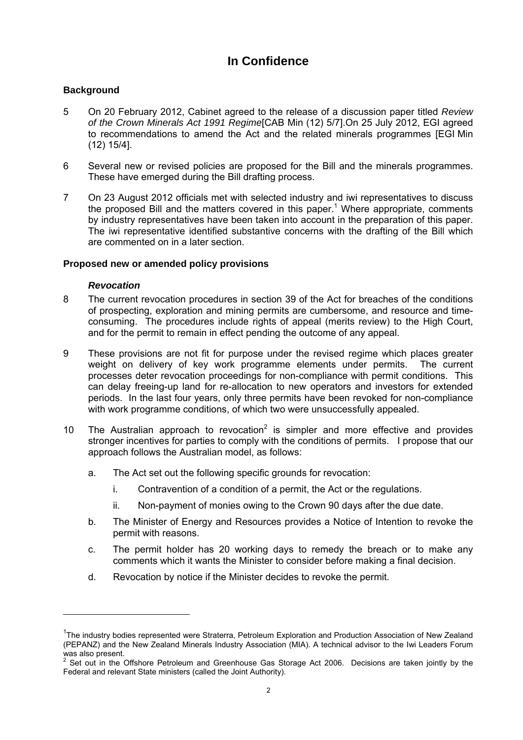# In Confidence

**Background**

5 On 20 February 2012, Cabinet agreed to the release of a discussion paper titled *Review of the Crown Minerals Act 1991 Regime*[CAB Min (12) 5/7].On 25 July 2012, EGI agreed to recommendations to amend the Act and the related minerals programmes [EGI Min (12) 15/4].

6 Several new or revised policies are proposed for the Bill and the minerals programmes. These have emerged during the Bill drafting process.

7 On 23 August 2012 officials met with selected industry and iwi representatives to discuss the proposed Bill and the matters covered in this paper.[1] Where appropriate, comments by industry representatives have been taken into account in the preparation of this paper. The iwi representative identified substantive concerns with the drafting of the Bill which are commented on in a later section.

**Proposed new or amended policy provisions**

***Revocation***

8 The current revocation procedures in section 39 of the Act for breaches of the conditions of prospecting, exploration and mining permits are cumbersome, and resource and time-consuming. The procedures include rights of appeal (merits review) to the High Court, and for the permit to remain in effect pending the outcome of any appeal.

9 These provisions are not fit for purpose under the revised regime which places greater weight on delivery of key work programme elements under permits. The current processes deter revocation proceedings for non-compliance with permit conditions. This can delay freeing-up land for re-allocation to new operators and investors for extended periods. In the last four years, only three permits have been revoked for non-compliance with work programme conditions, of which two were unsuccessfully appealed.

10 The Australian approach to revocation[2] is simpler and more effective and provides stronger incentives for parties to comply with the conditions of permits. I propose that our approach follows the Australian model, as follows:

a. The Act set out the following specific grounds for revocation:

i. Contravention of a condition of a permit, the Act or the regulations.

ii. Non-payment of monies owing to the Crown 90 days after the due date.

b. The Minister of Energy and Resources provides a Notice of Intention to revoke the permit with reasons.

c. The permit holder has 20 working days to remedy the breach or to make any comments which it wants the Minister to consider before making a final decision.

d. Revocation by notice if the Minister decides to revoke the permit.

---

[1] The industry bodies represented were Straterra, Petroleum Exploration and Production Association of New Zealand (PEPANZ) and the New Zealand Minerals Industry Association (MIA). A technical advisor to the Iwi Leaders Forum was also present.

[2] Set out in the Offshore Petroleum and Greenhouse Gas Storage Act 2006. Decisions are taken jointly by the Federal and relevant State ministers (called the Joint Authority).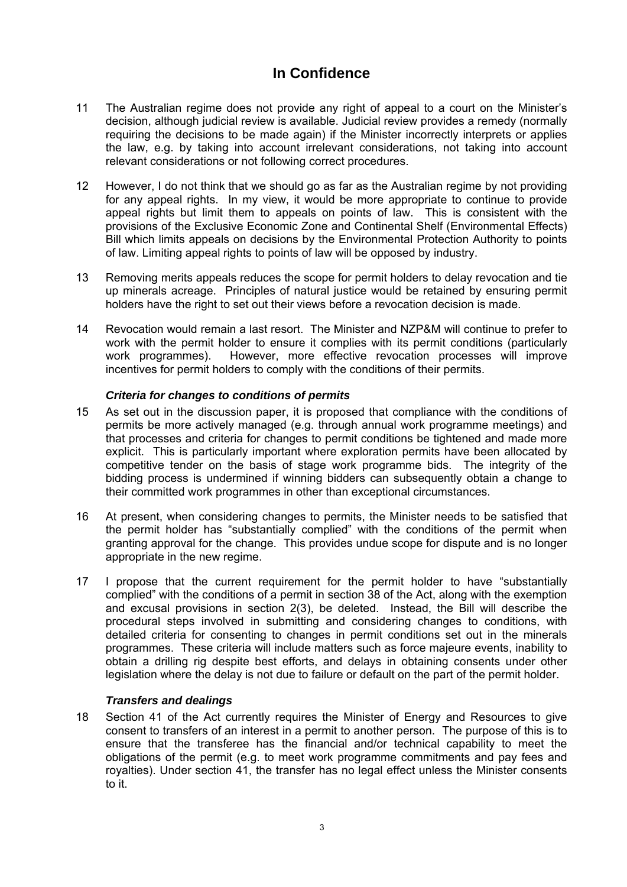**In Confidence**

11 The Australian regime does not provide any right of appeal to a court on the Minister's decision, although judicial review is available. Judicial review provides a remedy (normally requiring the decisions to be made again) if the Minister incorrectly interprets or applies the law, e.g. by taking into account irrelevant considerations, not taking into account relevant considerations or not following correct procedures.

12 However, I do not think that we should go as far as the Australian regime by not providing for any appeal rights. In my view, it would be more appropriate to continue to provide appeal rights but limit them to appeals on points of law. This is consistent with the provisions of the Exclusive Economic Zone and Continental Shelf (Environmental Effects) Bill which limits appeals on decisions by the Environmental Protection Authority to points of law. Limiting appeal rights to points of law will be opposed by industry.

13 Removing merits appeals reduces the scope for permit holders to delay revocation and tie up minerals acreage. Principles of natural justice would be retained by ensuring permit holders have the right to set out their views before a revocation decision is made.

14 Revocation would remain a last resort. The Minister and NZP&M will continue to prefer to work with the permit holder to ensure it complies with its permit conditions (particularly work programmes). However, more effective revocation processes will improve incentives for permit holders to comply with the conditions of their permits.

### *Criteria for changes to conditions of permits*

15 As set out in the discussion paper, it is proposed that compliance with the conditions of permits be more actively managed (e.g. through annual work programme meetings) and that processes and criteria for changes to permit conditions be tightened and made more explicit. This is particularly important where exploration permits have been allocated by competitive tender on the basis of stage work programme bids. The integrity of the bidding process is undermined if winning bidders can subsequently obtain a change to their committed work programmes in other than exceptional circumstances.

16 At present, when considering changes to permits, the Minister needs to be satisfied that the permit holder has "substantially complied" with the conditions of the permit when granting approval for the change. This provides undue scope for dispute and is no longer appropriate in the new regime.

17 I propose that the current requirement for the permit holder to have "substantially complied" with the conditions of a permit in section 38 of the Act, along with the exemption and excusal provisions in section 2(3), be deleted. Instead, the Bill will describe the procedural steps involved in submitting and considering changes to conditions, with detailed criteria for consenting to changes in permit conditions set out in the minerals programmes. These criteria will include matters such as force majeure events, inability to obtain a drilling rig despite best efforts, and delays in obtaining consents under other legislation where the delay is not due to failure or default on the part of the permit holder.

### *Transfers and dealings*

18 Section 41 of the Act currently requires the Minister of Energy and Resources to give consent to transfers of an interest in a permit to another person. The purpose of this is to ensure that the transferee has the financial and/or technical capability to meet the obligations of the permit (e.g. to meet work programme commitments and pay fees and royalties). Under section 41, the transfer has no legal effect unless the Minister consents to it.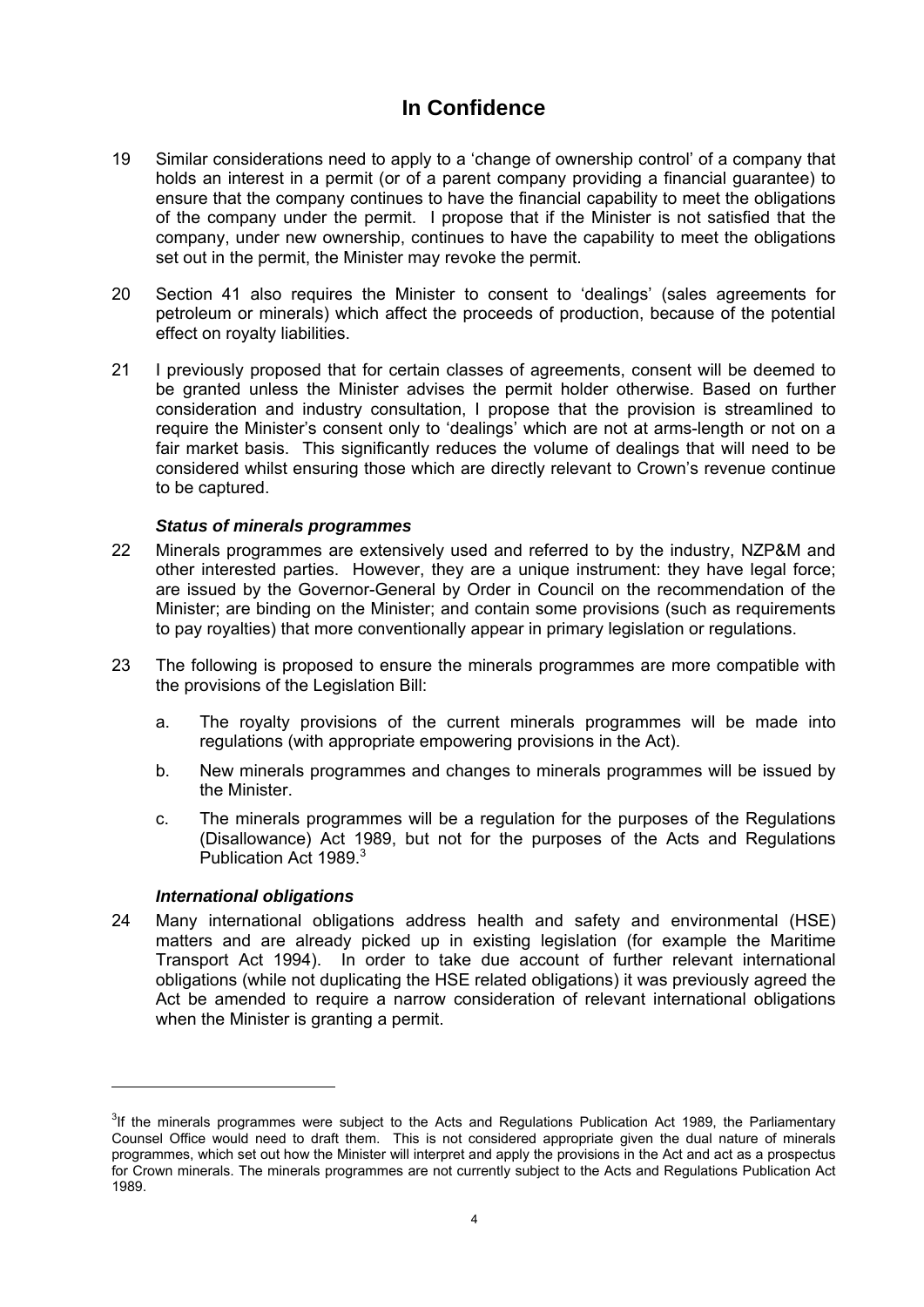**In Confidence**

19 Similar considerations need to apply to a 'change of ownership control' of a company that holds an interest in a permit (or of a parent company providing a financial guarantee) to ensure that the company continues to have the financial capability to meet the obligations of the company under the permit. I propose that if the Minister is not satisfied that the company, under new ownership, continues to have the capability to meet the obligations set out in the permit, the Minister may revoke the permit.

20 Section 41 also requires the Minister to consent to 'dealings' (sales agreements for petroleum or minerals) which affect the proceeds of production, because of the potential effect on royalty liabilities.

21 I previously proposed that for certain classes of agreements, consent will be deemed to be granted unless the Minister advises the permit holder otherwise. Based on further consideration and industry consultation, I propose that the provision is streamlined to require the Minister's consent only to 'dealings' which are not at arms-length or not on a fair market basis. This significantly reduces the volume of dealings that will need to be considered whilst ensuring those which are directly relevant to Crown's revenue continue to be captured.

***Status of minerals programmes***

22 Minerals programmes are extensively used and referred to by the industry, NZP&M and other interested parties. However, they are a unique instrument: they have legal force; are issued by the Governor-General by Order in Council on the recommendation of the Minister; are binding on the Minister; and contain some provisions (such as requirements to pay royalties) that more conventionally appear in primary legislation or regulations.

23 The following is proposed to ensure the minerals programmes are more compatible with the provisions of the Legislation Bill:

a. The royalty provisions of the current minerals programmes will be made into regulations (with appropriate empowering provisions in the Act).

b. New minerals programmes and changes to minerals programmes will be issued by the Minister.

c. The minerals programmes will be a regulation for the purposes of the Regulations (Disallowance) Act 1989, but not for the purposes of the Acts and Regulations Publication Act 1989.[3]

***International obligations***

24 Many international obligations address health and safety and environmental (HSE) matters and are already picked up in existing legislation (for example the Maritime Transport Act 1994). In order to take due account of further relevant international obligations (while not duplicating the HSE related obligations) it was previously agreed the Act be amended to require a narrow consideration of relevant international obligations when the Minister is granting a permit.

---

[3] If the minerals programmes were subject to the Acts and Regulations Publication Act 1989, the Parliamentary Counsel Office would need to draft them. This is not considered appropriate given the dual nature of minerals programmes, which set out how the Minister will interpret and apply the provisions in the Act and act as a prospectus for Crown minerals. The minerals programmes are not currently subject to the Acts and Regulations Publication Act 1989.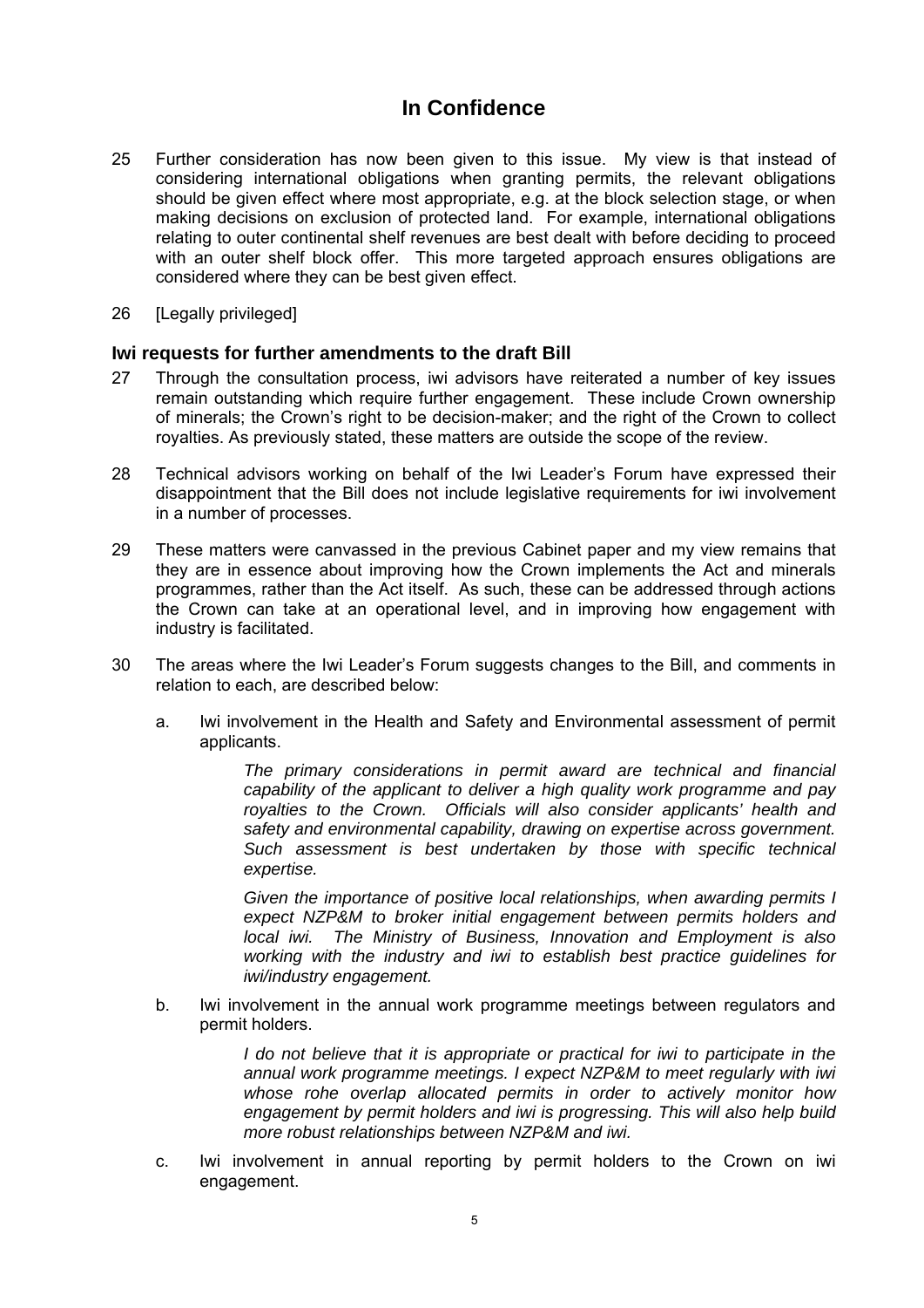# In Confidence

25 Further consideration has now been given to this issue. My view is that instead of considering international obligations when granting permits, the relevant obligations should be given effect where most appropriate, e.g. at the block selection stage, or when making decisions on exclusion of protected land. For example, international obligations relating to outer continental shelf revenues are best dealt with before deciding to proceed with an outer shelf block offer. This more targeted approach ensures obligations are considered where they can be best given effect.

26 [Legally privileged]

### Iwi requests for further amendments to the draft Bill

27 Through the consultation process, iwi advisors have reiterated a number of key issues remain outstanding which require further engagement. These include Crown ownership of minerals; the Crown's right to be decision-maker; and the right of the Crown to collect royalties. As previously stated, these matters are outside the scope of the review.

28 Technical advisors working on behalf of the Iwi Leader's Forum have expressed their disappointment that the Bill does not include legislative requirements for iwi involvement in a number of processes.

29 These matters were canvassed in the previous Cabinet paper and my view remains that they are in essence about improving how the Crown implements the Act and minerals programmes, rather than the Act itself. As such, these can be addressed through actions the Crown can take at an operational level, and in improving how engagement with industry is facilitated.

30 The areas where the Iwi Leader's Forum suggests changes to the Bill, and comments in relation to each, are described below:

a. Iwi involvement in the Health and Safety and Environmental assessment of permit applicants.

   *The primary considerations in permit award are technical and financial capability of the applicant to deliver a high quality work programme and pay royalties to the Crown. Officials will also consider applicants' health and safety and environmental capability, drawing on expertise across government. Such assessment is best undertaken by those with specific technical expertise.*

   *Given the importance of positive local relationships, when awarding permits I expect NZP&M to broker initial engagement between permits holders and local iwi. The Ministry of Business, Innovation and Employment is also working with the industry and iwi to establish best practice guidelines for iwi/industry engagement.*

b. Iwi involvement in the annual work programme meetings between regulators and permit holders.

   *I do not believe that it is appropriate or practical for iwi to participate in the annual work programme meetings. I expect NZP&M to meet regularly with iwi whose rohe overlap allocated permits in order to actively monitor how engagement by permit holders and iwi is progressing. This will also help build more robust relationships between NZP&M and iwi.*

c. Iwi involvement in annual reporting by permit holders to the Crown on iwi engagement.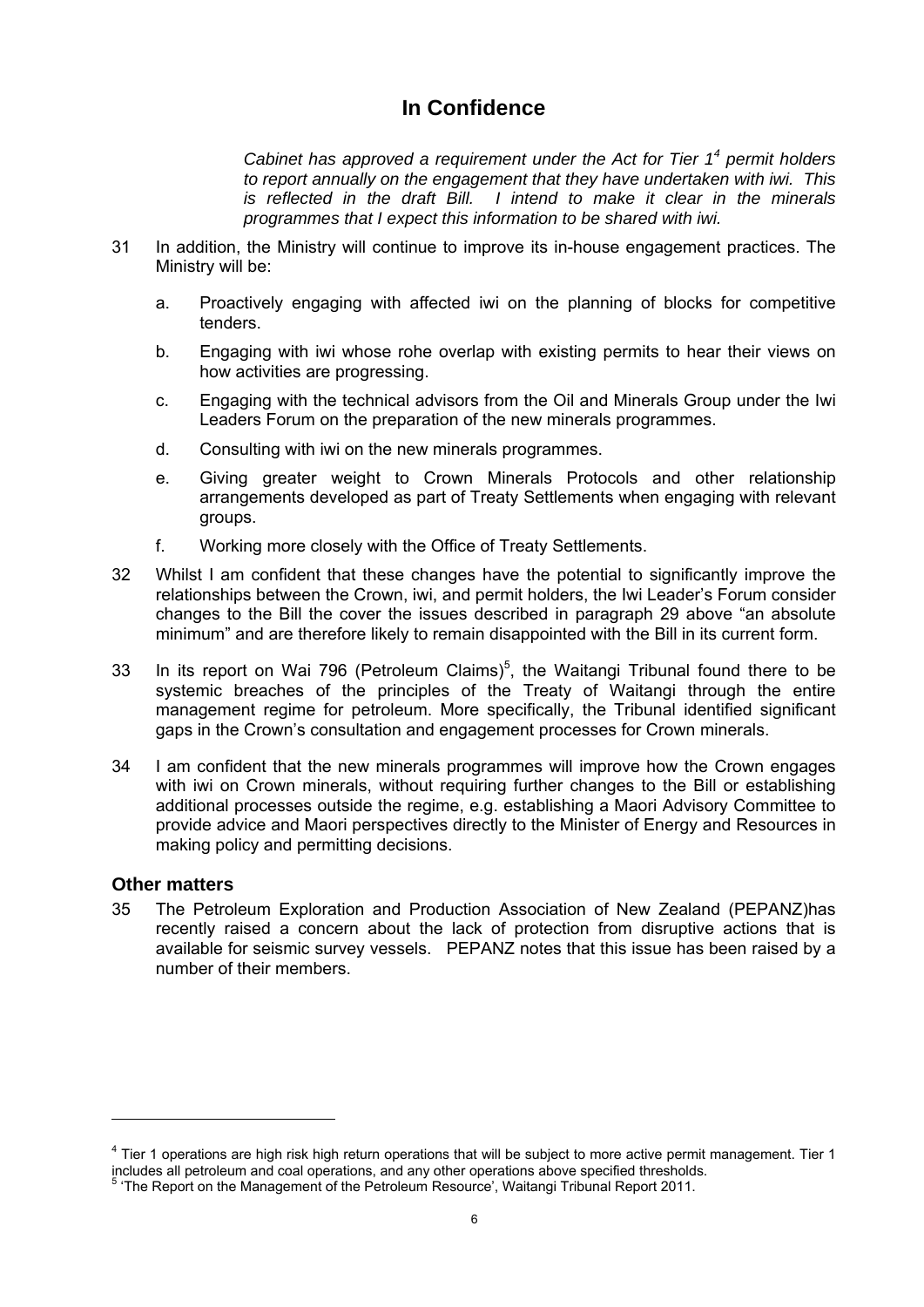# In Confidence

*Cabinet has approved a requirement under the Act for Tier 1[4] permit holders to report annually on the engagement that they have undertaken with iwi. This is reflected in the draft Bill. I intend to make it clear in the minerals programmes that I expect this information to be shared with iwi.*

31 In addition, the Ministry will continue to improve its in-house engagement practices. The Ministry will be:

   a. Proactively engaging with affected iwi on the planning of blocks for competitive tenders.

   b. Engaging with iwi whose rohe overlap with existing permits to hear their views on how activities are progressing.

   c. Engaging with the technical advisors from the Oil and Minerals Group under the Iwi Leaders Forum on the preparation of the new minerals programmes.

   d. Consulting with iwi on the new minerals programmes.

   e. Giving greater weight to Crown Minerals Protocols and other relationship arrangements developed as part of Treaty Settlements when engaging with relevant groups.

   f. Working more closely with the Office of Treaty Settlements.

32 Whilst I am confident that these changes have the potential to significantly improve the relationships between the Crown, iwi, and permit holders, the Iwi Leader's Forum consider changes to the Bill the cover the issues described in paragraph 29 above "an absolute minimum" and are therefore likely to remain disappointed with the Bill in its current form.

33 In its report on Wai 796 (Petroleum Claims)[5], the Waitangi Tribunal found there to be systemic breaches of the principles of the Treaty of Waitangi through the entire management regime for petroleum. More specifically, the Tribunal identified significant gaps in the Crown's consultation and engagement processes for Crown minerals.

34 I am confident that the new minerals programmes will improve how the Crown engages with iwi on Crown minerals, without requiring further changes to the Bill or establishing additional processes outside the regime, e.g. establishing a Maori Advisory Committee to provide advice and Maori perspectives directly to the Minister of Energy and Resources in making policy and permitting decisions.

### Other matters

35 The Petroleum Exploration and Production Association of New Zealand (PEPANZ)has recently raised a concern about the lack of protection from disruptive actions that is available for seismic survey vessels. PEPANZ notes that this issue has been raised by a number of their members.

---

[4] Tier 1 operations are high risk high return operations that will be subject to more active permit management. Tier 1 includes all petroleum and coal operations, and any other operations above specified thresholds.

[5] 'The Report on the Management of the Petroleum Resource', Waitangi Tribunal Report 2011.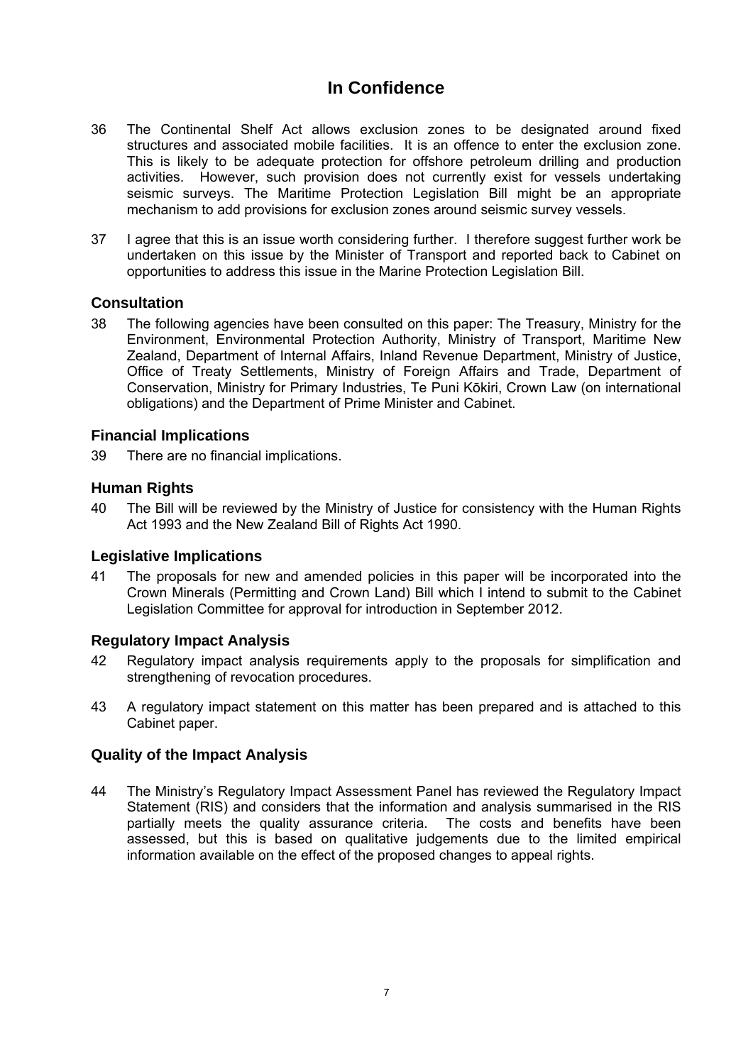# In Confidence

36 The Continental Shelf Act allows exclusion zones to be designated around fixed structures and associated mobile facilities. It is an offence to enter the exclusion zone. This is likely to be adequate protection for offshore petroleum drilling and production activities. However, such provision does not currently exist for vessels undertaking seismic surveys. The Maritime Protection Legislation Bill might be an appropriate mechanism to add provisions for exclusion zones around seismic survey vessels.

37 I agree that this is an issue worth considering further. I therefore suggest further work be undertaken on this issue by the Minister of Transport and reported back to Cabinet on opportunities to address this issue in the Marine Protection Legislation Bill.

## Consultation

38 The following agencies have been consulted on this paper: The Treasury, Ministry for the Environment, Environmental Protection Authority, Ministry of Transport, Maritime New Zealand, Department of Internal Affairs, Inland Revenue Department, Ministry of Justice, Office of Treaty Settlements, Ministry of Foreign Affairs and Trade, Department of Conservation, Ministry for Primary Industries, Te Puni Kōkiri, Crown Law (on international obligations) and the Department of Prime Minister and Cabinet.

## Financial Implications

39 There are no financial implications.

## Human Rights

40 The Bill will be reviewed by the Ministry of Justice for consistency with the Human Rights Act 1993 and the New Zealand Bill of Rights Act 1990.

## Legislative Implications

41 The proposals for new and amended policies in this paper will be incorporated into the Crown Minerals (Permitting and Crown Land) Bill which I intend to submit to the Cabinet Legislation Committee for approval for introduction in September 2012.

## Regulatory Impact Analysis

42 Regulatory impact analysis requirements apply to the proposals for simplification and strengthening of revocation procedures.

43 A regulatory impact statement on this matter has been prepared and is attached to this Cabinet paper.

## Quality of the Impact Analysis

44 The Ministry's Regulatory Impact Assessment Panel has reviewed the Regulatory Impact Statement (RIS) and considers that the information and analysis summarised in the RIS partially meets the quality assurance criteria. The costs and benefits have been assessed, but this is based on qualitative judgements due to the limited empirical information available on the effect of the proposed changes to appeal rights.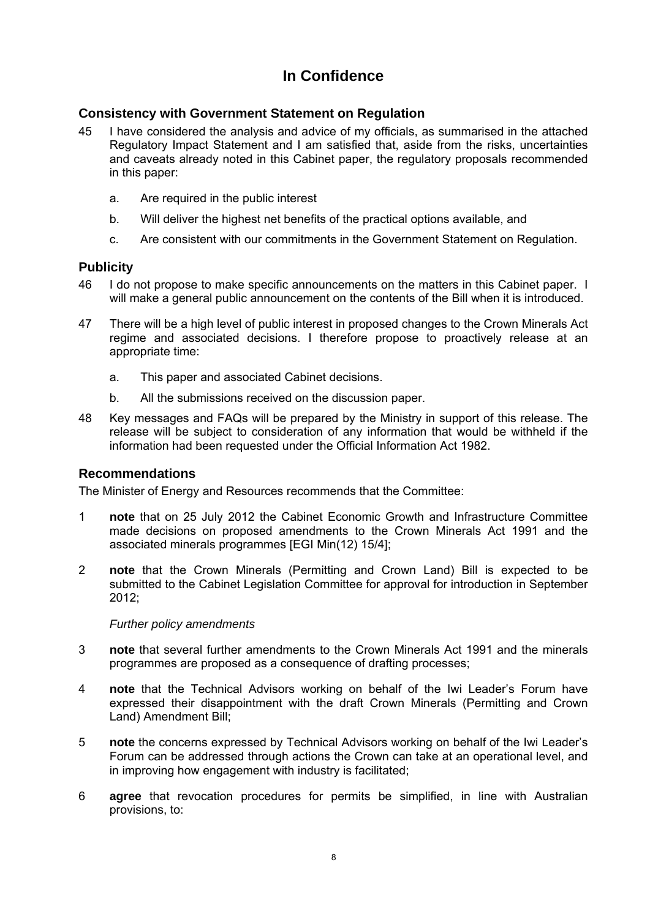# In Confidence

## Consistency with Government Statement on Regulation

45 I have considered the analysis and advice of my officials, as summarised in the attached Regulatory Impact Statement and I am satisfied that, aside from the risks, uncertainties and caveats already noted in this Cabinet paper, the regulatory proposals recommended in this paper:

   a. Are required in the public interest

   b. Will deliver the highest net benefits of the practical options available, and

   c. Are consistent with our commitments in the Government Statement on Regulation.

## Publicity

46 I do not propose to make specific announcements on the matters in this Cabinet paper. I will make a general public announcement on the contents of the Bill when it is introduced.

47 There will be a high level of public interest in proposed changes to the Crown Minerals Act regime and associated decisions. I therefore propose to proactively release at an appropriate time:

   a. This paper and associated Cabinet decisions.

   b. All the submissions received on the discussion paper.

48 Key messages and FAQs will be prepared by the Ministry in support of this release. The release will be subject to consideration of any information that would be withheld if the information had been requested under the Official Information Act 1982.

## Recommendations

The Minister of Energy and Resources recommends that the Committee:

1 **note** that on 25 July 2012 the Cabinet Economic Growth and Infrastructure Committee made decisions on proposed amendments to the Crown Minerals Act 1991 and the associated minerals programmes [EGI Min(12) 15/4];

2 **note** that the Crown Minerals (Permitting and Crown Land) Bill is expected to be submitted to the Cabinet Legislation Committee for approval for introduction in September 2012;

*Further policy amendments*

3 **note** that several further amendments to the Crown Minerals Act 1991 and the minerals programmes are proposed as a consequence of drafting processes;

4 **note** that the Technical Advisors working on behalf of the Iwi Leader's Forum have expressed their disappointment with the draft Crown Minerals (Permitting and Crown Land) Amendment Bill;

5 **note** the concerns expressed by Technical Advisors working on behalf of the Iwi Leader's Forum can be addressed through actions the Crown can take at an operational level, and in improving how engagement with industry is facilitated;

6 **agree** that revocation procedures for permits be simplified, in line with Australian provisions, to: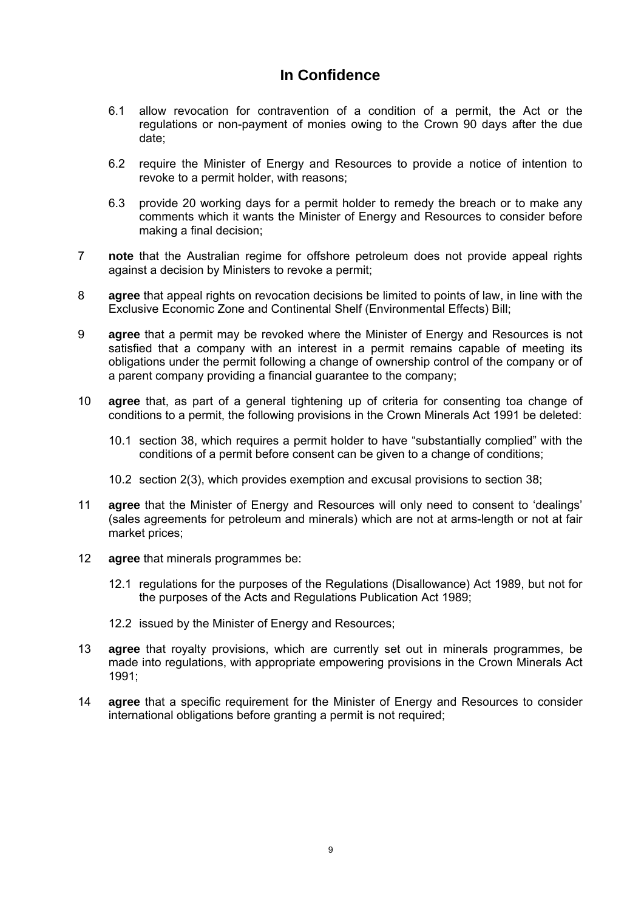**In Confidence**

6.1 allow revocation for contravention of a condition of a permit, the Act or the regulations or non-payment of monies owing to the Crown 90 days after the due date;

6.2 require the Minister of Energy and Resources to provide a notice of intention to revoke to a permit holder, with reasons;

6.3 provide 20 working days for a permit holder to remedy the breach or to make any comments which it wants the Minister of Energy and Resources to consider before making a final decision;

7 **note** that the Australian regime for offshore petroleum does not provide appeal rights against a decision by Ministers to revoke a permit;

8 **agree** that appeal rights on revocation decisions be limited to points of law, in line with the Exclusive Economic Zone and Continental Shelf (Environmental Effects) Bill;

9 **agree** that a permit may be revoked where the Minister of Energy and Resources is not satisfied that a company with an interest in a permit remains capable of meeting its obligations under the permit following a change of ownership control of the company or of a parent company providing a financial guarantee to the company;

10 **agree** that, as part of a general tightening up of criteria for consenting toa change of conditions to a permit, the following provisions in the Crown Minerals Act 1991 be deleted:

10.1 section 38, which requires a permit holder to have "substantially complied" with the conditions of a permit before consent can be given to a change of conditions;

10.2 section 2(3), which provides exemption and excusal provisions to section 38;

11 **agree** that the Minister of Energy and Resources will only need to consent to 'dealings' (sales agreements for petroleum and minerals) which are not at arms-length or not at fair market prices;

12 **agree** that minerals programmes be:

12.1 regulations for the purposes of the Regulations (Disallowance) Act 1989, but not for the purposes of the Acts and Regulations Publication Act 1989;

12.2 issued by the Minister of Energy and Resources;

13 **agree** that royalty provisions, which are currently set out in minerals programmes, be made into regulations, with appropriate empowering provisions in the Crown Minerals Act 1991;

14 **agree** that a specific requirement for the Minister of Energy and Resources to consider international obligations before granting a permit is not required;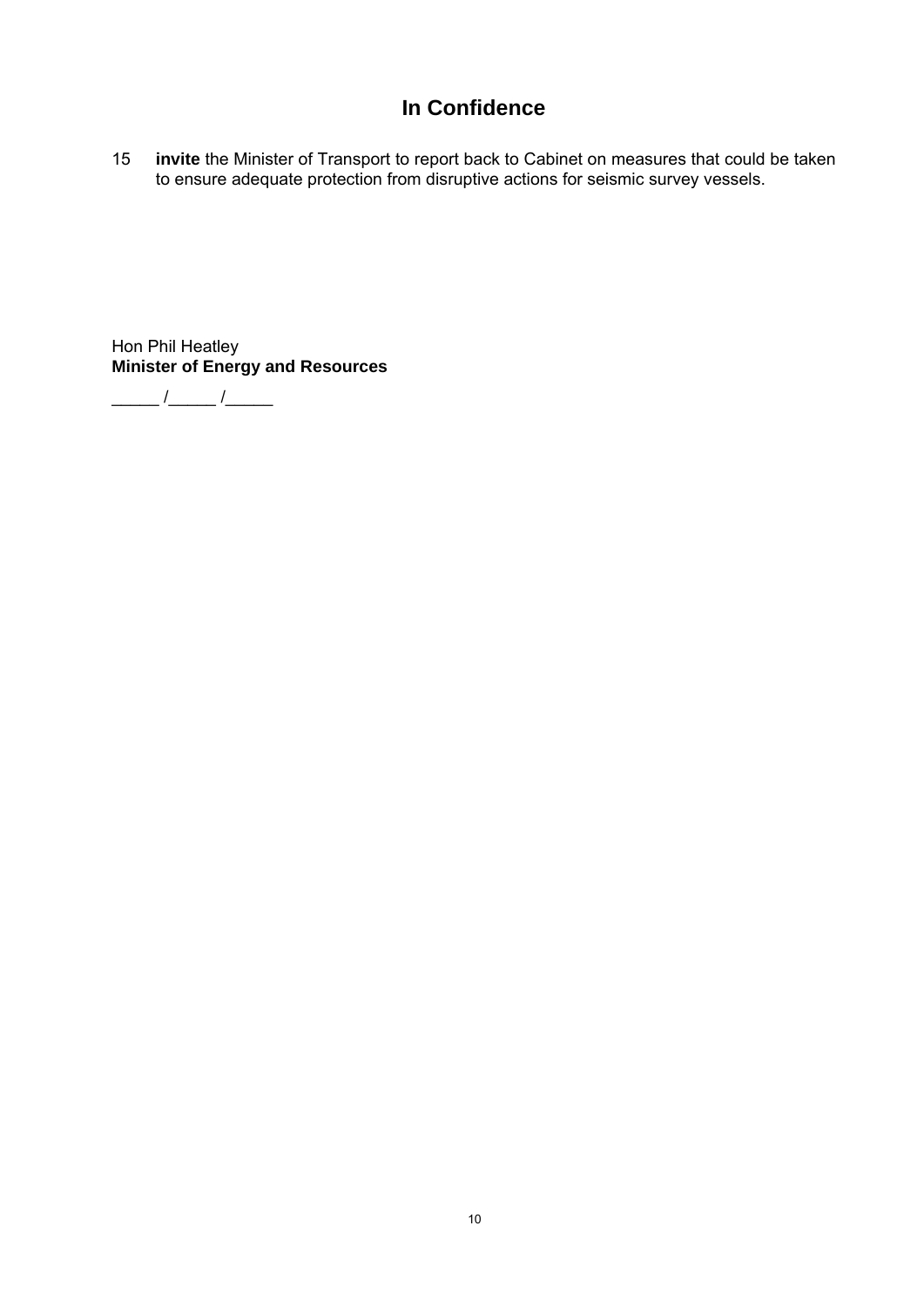# In Confidence

15 **invite** the Minister of Transport to report back to Cabinet on measures that could be taken to ensure adequate protection from disruptive actions for seismic survey vessels.

Hon Phil Heatley
**Minister of Energy and Resources**

_____ /_____ /_____